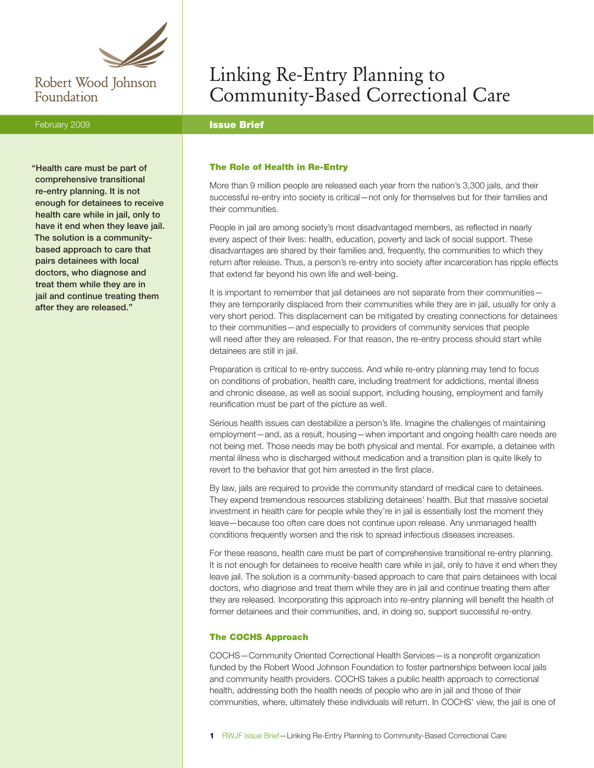Robert Wood Johnson Foundation

# Linking Re-Entry Planning to Community-Based Correctional Care

February 2009

**Issue Brief**

> **"Health care must be part of comprehensive transitional re-entry planning. It is not enough for detainees to receive health care while in jail, only to have it end when they leave jail. The solution is a community-based approach to care that pairs detainees with local doctors, who diagnose and treat them while they are in jail and continue treating them after they are released."**

## The Role of Health in Re-Entry

More than 9 million people are released each year from the nation's 3,300 jails, and their successful re-entry into society is critical—not only for themselves but for their families and their communities.

People in jail are among society's most disadvantaged members, as reflected in nearly every aspect of their lives: health, education, poverty and lack of social support. These disadvantages are shared by their families and, frequently, the communities to which they return after release. Thus, a person's re-entry into society after incarceration has ripple effects that extend far beyond his own life and well-being.

It is important to remember that jail detainees are not separate from their communities—they are temporarily displaced from their communities while they are in jail, usually for only a very short period. This displacement can be mitigated by creating connections for detainees to their communities—and especially to providers of community services that people will need after they are released. For that reason, the re-entry process should start while detainees are still in jail.

Preparation is critical to re-entry success. And while re-entry planning may tend to focus on conditions of probation, health care, including treatment for addictions, mental illness and chronic disease, as well as social support, including housing, employment and family reunification must be part of the picture as well.

Serious health issues can destabilize a person's life. Imagine the challenges of maintaining employment—and, as a result, housing—when important and ongoing health care needs are not being met. Those needs may be both physical and mental. For example, a detainee with mental illness who is discharged without medication and a transition plan is quite likely to revert to the behavior that got him arrested in the first place.

By law, jails are required to provide the community standard of medical care to detainees. They expend tremendous resources stabilizing detainees' health. But that massive societal investment in health care for people while they're in jail is essentially lost the moment they leave—because too often care does not continue upon release. Any unmanaged health conditions frequently worsen and the risk to spread infectious diseases increases.

For these reasons, health care must be part of comprehensive transitional re-entry planning. It is not enough for detainees to receive health care while in jail, only to have it end when they leave jail. The solution is a community-based approach to care that pairs detainees with local doctors, who diagnose and treat them while they are in jail and continue treating them after they are released. Incorporating this approach into re-entry planning will benefit the health of former detainees and their communities, and, in doing so, support successful re-entry.

## The COCHS Approach

COCHS—Community Oriented Correctional Health Services—is a nonprofit organization funded by the Robert Wood Johnson Foundation to foster partnerships between local jails and community health providers. COCHS takes a public health approach to correctional health, addressing both the health needs of people who are in jail and those of their communities, where, ultimately these individuals will return. In COCHS' view, the jail is one of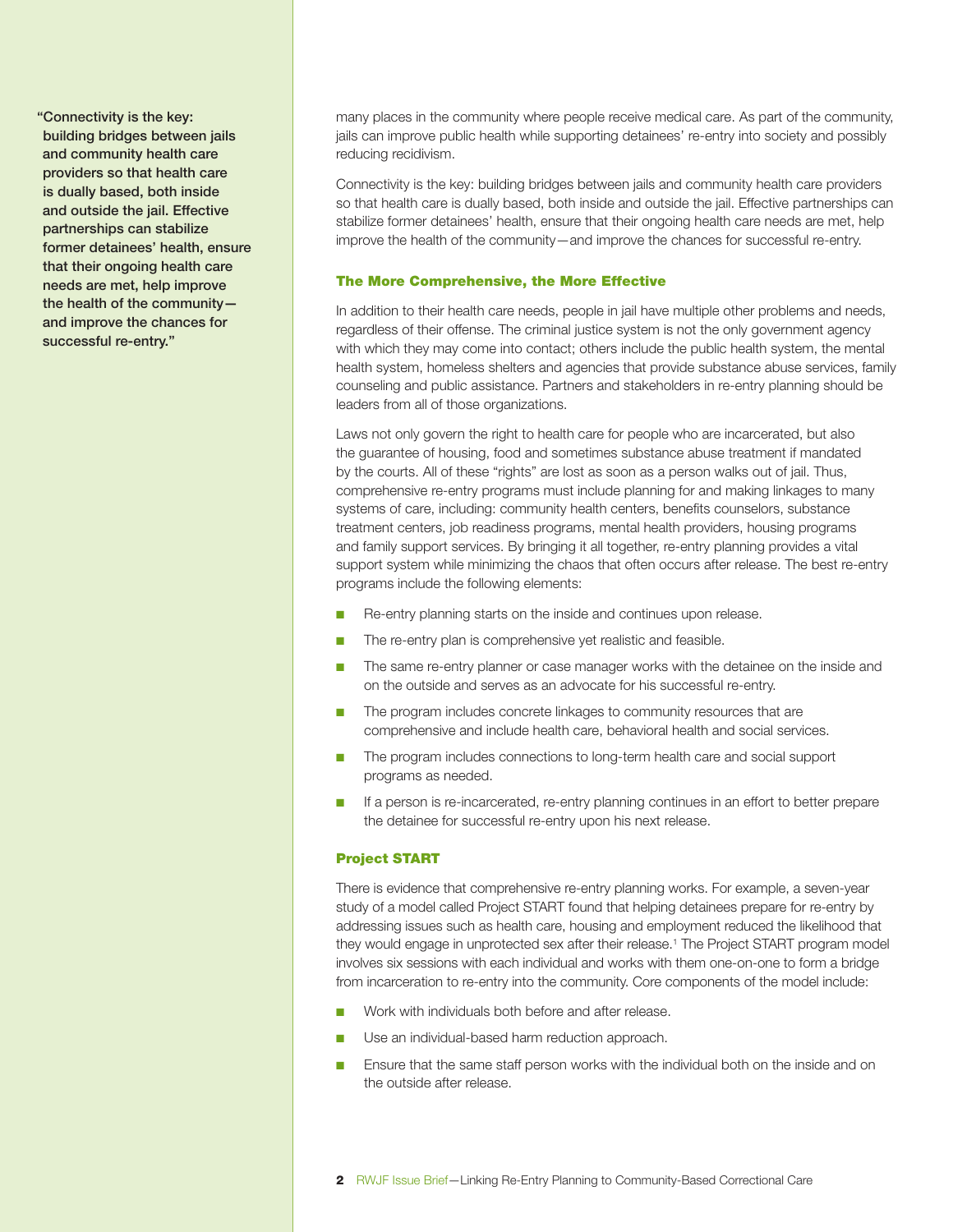> "Connectivity is the key: building bridges between jails and community health care providers so that health care is dually based, both inside and outside the jail. Effective partnerships can stabilize former detainees' health, ensure that their ongoing health care needs are met, help improve the health of the community—and improve the chances for successful re-entry."

many places in the community where people receive medical care. As part of the community, jails can improve public health while supporting detainees' re-entry into society and possibly reducing recidivism.

Connectivity is the key: building bridges between jails and community health care providers so that health care is dually based, both inside and outside the jail. Effective partnerships can stabilize former detainees' health, ensure that their ongoing health care needs are met, help improve the health of the community—and improve the chances for successful re-entry.

### The More Comprehensive, the More Effective

In addition to their health care needs, people in jail have multiple other problems and needs, regardless of their offense. The criminal justice system is not the only government agency with which they may come into contact; others include the public health system, the mental health system, homeless shelters and agencies that provide substance abuse services, family counseling and public assistance. Partners and stakeholders in re-entry planning should be leaders from all of those organizations.

Laws not only govern the right to health care for people who are incarcerated, but also the guarantee of housing, food and sometimes substance abuse treatment if mandated by the courts. All of these "rights" are lost as soon as a person walks out of jail. Thus, comprehensive re-entry programs must include planning for and making linkages to many systems of care, including: community health centers, benefits counselors, substance treatment centers, job readiness programs, mental health providers, housing programs and family support services. By bringing it all together, re-entry planning provides a vital support system while minimizing the chaos that often occurs after release. The best re-entry programs include the following elements:

- Re-entry planning starts on the inside and continues upon release.
- The re-entry plan is comprehensive yet realistic and feasible.
- The same re-entry planner or case manager works with the detainee on the inside and on the outside and serves as an advocate for his successful re-entry.
- The program includes concrete linkages to community resources that are comprehensive and include health care, behavioral health and social services.
- The program includes connections to long-term health care and social support programs as needed.
- If a person is re-incarcerated, re-entry planning continues in an effort to better prepare the detainee for successful re-entry upon his next release.

### Project START

There is evidence that comprehensive re-entry planning works. For example, a seven-year study of a model called Project START found that helping detainees prepare for re-entry by addressing issues such as health care, housing and employment reduced the likelihood that they would engage in unprotected sex after their release.[1] The Project START program model involves six sessions with each individual and works with them one-on-one to form a bridge from incarceration to re-entry into the community. Core components of the model include:

- Work with individuals both before and after release.
- Use an individual-based harm reduction approach.
- Ensure that the same staff person works with the individual both on the inside and on the outside after release.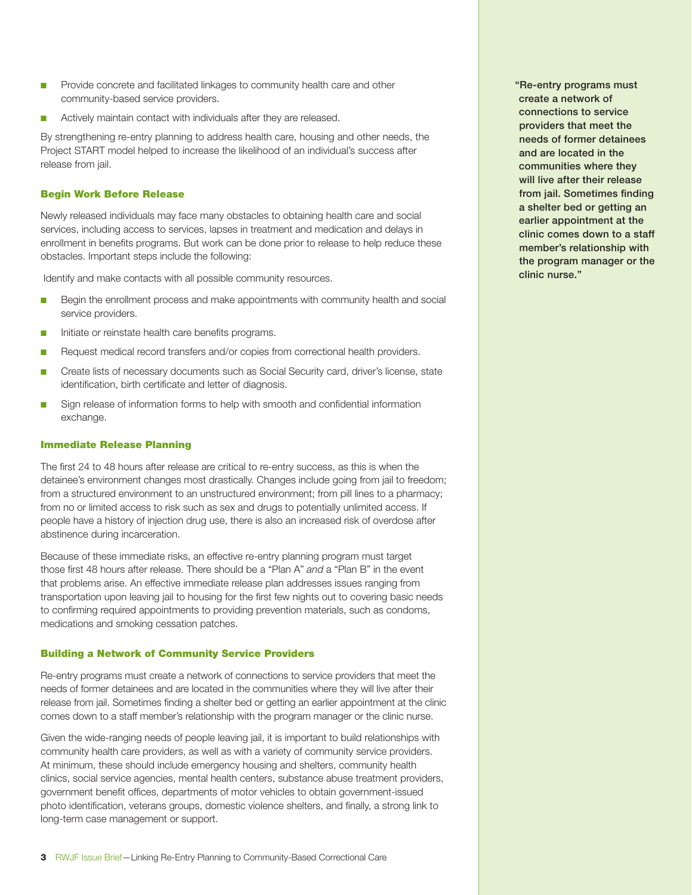- Provide concrete and facilitated linkages to community health care and other community-based service providers.
- Actively maintain contact with individuals after they are released.

By strengthening re-entry planning to address health care, housing and other needs, the Project START model helped to increase the likelihood of an individual's success after release from jail.

### Begin Work Before Release

Newly released individuals may face many obstacles to obtaining health care and social services, including access to services, lapses in treatment and medication and delays in enrollment in benefits programs. But work can be done prior to release to help reduce these obstacles. Important steps include the following:

Identify and make contacts with all possible community resources.

- Begin the enrollment process and make appointments with community health and social service providers.
- Initiate or reinstate health care benefits programs.
- Request medical record transfers and/or copies from correctional health providers.
- Create lists of necessary documents such as Social Security card, driver's license, state identification, birth certificate and letter of diagnosis.
- Sign release of information forms to help with smooth and confidential information exchange.

### Immediate Release Planning

The first 24 to 48 hours after release are critical to re-entry success, as this is when the detainee's environment changes most drastically. Changes include going from jail to freedom; from a structured environment to an unstructured environment; from pill lines to a pharmacy; from no or limited access to risk such as sex and drugs to potentially unlimited access. If people have a history of injection drug use, there is also an increased risk of overdose after abstinence during incarceration.

Because of these immediate risks, an effective re-entry planning program must target those first 48 hours after release. There should be a "Plan A" *and* a "Plan B" in the event that problems arise. An effective immediate release plan addresses issues ranging from transportation upon leaving jail to housing for the first few nights out to covering basic needs to confirming required appointments to providing prevention materials, such as condoms, medications and smoking cessation patches.

### Building a Network of Community Service Providers

Re-entry programs must create a network of connections to service providers that meet the needs of former detainees and are located in the communities where they will live after their release from jail. Sometimes finding a shelter bed or getting an earlier appointment at the clinic comes down to a staff member's relationship with the program manager or the clinic nurse.

Given the wide-ranging needs of people leaving jail, it is important to build relationships with community health care providers, as well as with a variety of community service providers. At minimum, these should include emergency housing and shelters, community health clinics, social service agencies, mental health centers, substance abuse treatment providers, government benefit offices, departments of motor vehicles to obtain government-issued photo identification, veterans groups, domestic violence shelters, and finally, a strong link to long-term case management or support.

**"Re-entry programs must create a network of connections to service providers that meet the needs of former detainees and are located in the communities where they will live after their release from jail. Sometimes finding a shelter bed or getting an earlier appointment at the clinic comes down to a staff member's relationship with the program manager or the clinic nurse."**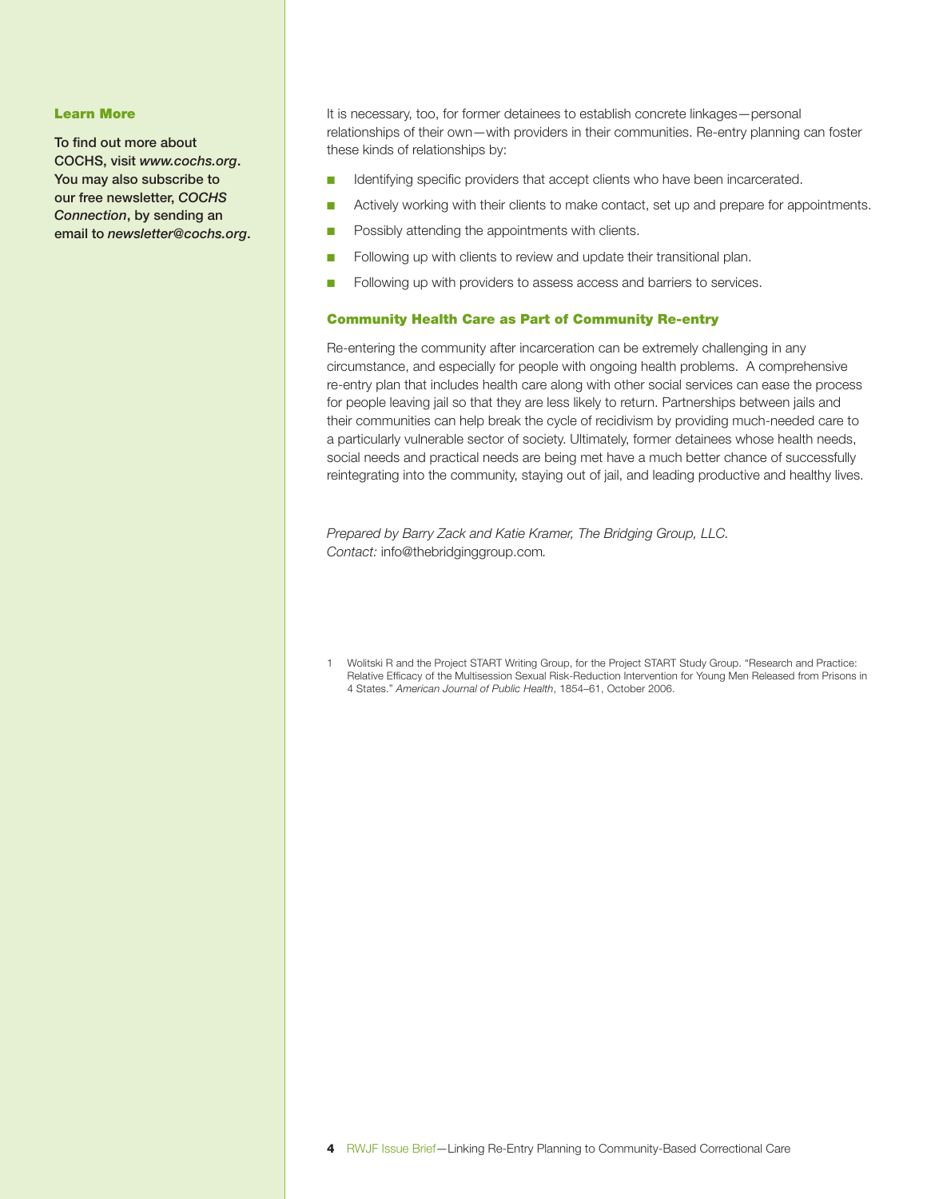It is necessary, too, for former detainees to establish concrete linkages—personal relationships of their own—with providers in their communities. Re-entry planning can foster these kinds of relationships by:

- Identifying specific providers that accept clients who have been incarcerated.
- Actively working with their clients to make contact, set up and prepare for appointments.
- Possibly attending the appointments with clients.
- Following up with clients to review and update their transitional plan.
- Following up with providers to assess access and barriers to services.

### Community Health Care as Part of Community Re-entry

Re-entering the community after incarceration can be extremely challenging in any circumstance, and especially for people with ongoing health problems. A comprehensive re-entry plan that includes health care along with other social services can ease the process for people leaving jail so that they are less likely to return. Partnerships between jails and their communities can help break the cycle of recidivism by providing much-needed care to a particularly vulnerable sector of society. Ultimately, former detainees whose health needs, social needs and practical needs are being met have a much better chance of successfully reintegrating into the community, staying out of jail, and leading productive and healthy lives.

*Prepared by Barry Zack and Katie Kramer, The Bridging Group, LLC.*
*Contact:* info@thebridginggroup.com.

### Learn More

**To find out more about COCHS, visit *www.cochs.org*. You may also subscribe to our free newsletter, *COCHS Connection*, by sending an email to *newsletter@cochs.org*.**

1 Wolitski R and the Project START Writing Group, for the Project START Study Group. "Research and Practice: Relative Efficacy of the Multisession Sexual Risk-Reduction Intervention for Young Men Released from Prisons in 4 States." *American Journal of Public Health*, 1854–61, October 2006.